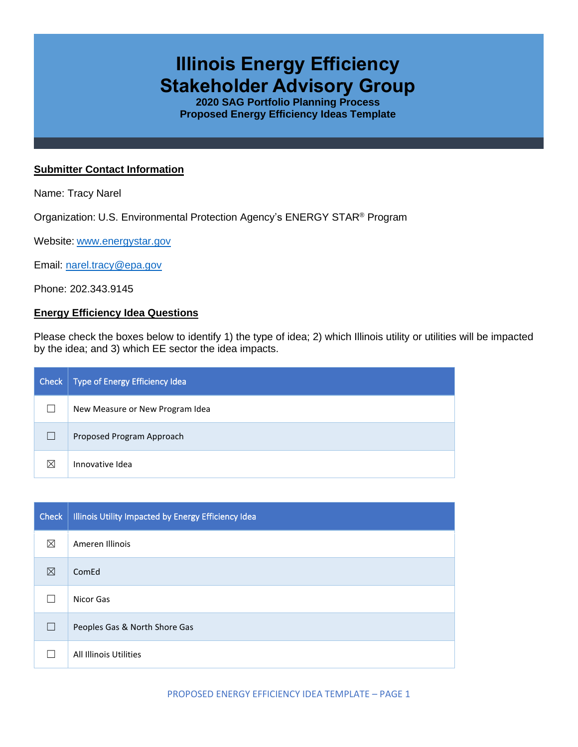# Illinois Energy Efficiency Stakeholder Advisory Group

### 2020 SAG Portfolio Planning Process
### Proposed Energy Efficiency Ideas Template

**Submitter Contact Information**

Name: Tracy Narel

Organization: U.S. Environmental Protection Agency's ENERGY STAR® Program

Website: www.energystar.gov

Email: narel.tracy@epa.gov

Phone: 202.343.9145

**Energy Efficiency Idea Questions**

Please check the boxes below to identify 1) the type of idea; 2) which Illinois utility or utilities will be impacted by the idea; and 3) which EE sector the idea impacts.

| Check | Type of Energy Efficiency Idea |
| --- | --- |
| ☐ | New Measure or New Program Idea |
| ☐ | Proposed Program Approach |
| ☒ | Innovative Idea |

| Check | Illinois Utility Impacted by Energy Efficiency Idea |
| --- | --- |
| ☒ | Ameren Illinois |
| ☒ | ComEd |
| ☐ | Nicor Gas |
| ☐ | Peoples Gas & North Shore Gas |
| ☐ | All Illinois Utilities |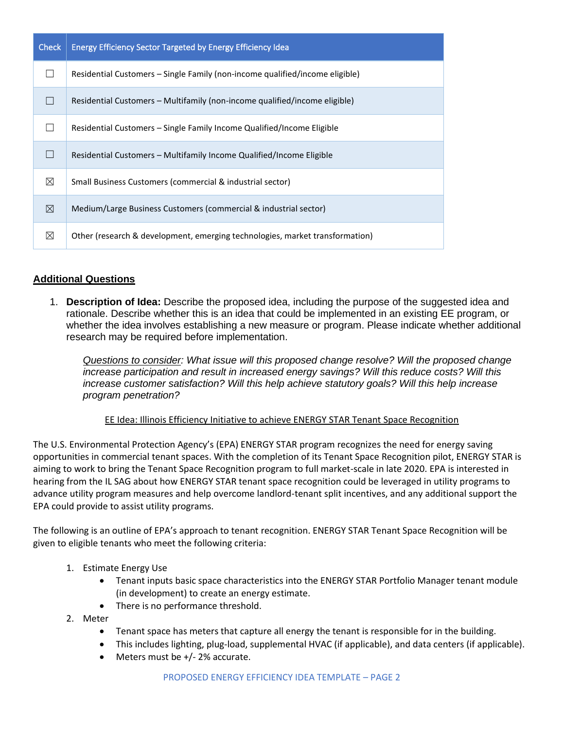| Check | Energy Efficiency Sector Targeted by Energy Efficiency Idea |
| --- | --- |
| ☐ | Residential Customers – Single Family (non-income qualified/income eligible) |
| ☐ | Residential Customers – Multifamily (non-income qualified/income eligible) |
| ☐ | Residential Customers – Single Family Income Qualified/Income Eligible |
| ☐ | Residential Customers – Multifamily Income Qualified/Income Eligible |
| ☒ | Small Business Customers (commercial & industrial sector) |
| ☒ | Medium/Large Business Customers (commercial & industrial sector) |
| ☒ | Other (research & development, emerging technologies, market transformation) |

## Additional Questions

1. **Description of Idea:** Describe the proposed idea, including the purpose of the suggested idea and rationale. Describe whether this is an idea that could be implemented in an existing EE program, or whether the idea involves establishing a new measure or program. Please indicate whether additional research may be required before implementation.

   *Questions to consider: What issue will this proposed change resolve? Will the proposed change increase participation and result in increased energy savings? Will this reduce costs? Will this increase customer satisfaction? Will this help achieve statutory goals? Will this help increase program penetration?*

EE Idea: Illinois Efficiency Initiative to achieve ENERGY STAR Tenant Space Recognition

The U.S. Environmental Protection Agency's (EPA) ENERGY STAR program recognizes the need for energy saving opportunities in commercial tenant spaces. With the completion of its Tenant Space Recognition pilot, ENERGY STAR is aiming to work to bring the Tenant Space Recognition program to full market-scale in late 2020. EPA is interested in hearing from the IL SAG about how ENERGY STAR tenant space recognition could be leveraged in utility programs to advance utility program measures and help overcome landlord-tenant split incentives, and any additional support the EPA could provide to assist utility programs.

The following is an outline of EPA's approach to tenant recognition. ENERGY STAR Tenant Space Recognition will be given to eligible tenants who meet the following criteria:

1. Estimate Energy Use
   - Tenant inputs basic space characteristics into the ENERGY STAR Portfolio Manager tenant module (in development) to create an energy estimate.
   - There is no performance threshold.
2. Meter
   - Tenant space has meters that capture all energy the tenant is responsible for in the building.
   - This includes lighting, plug-load, supplemental HVAC (if applicable), and data centers (if applicable).
   - Meters must be +/- 2% accurate.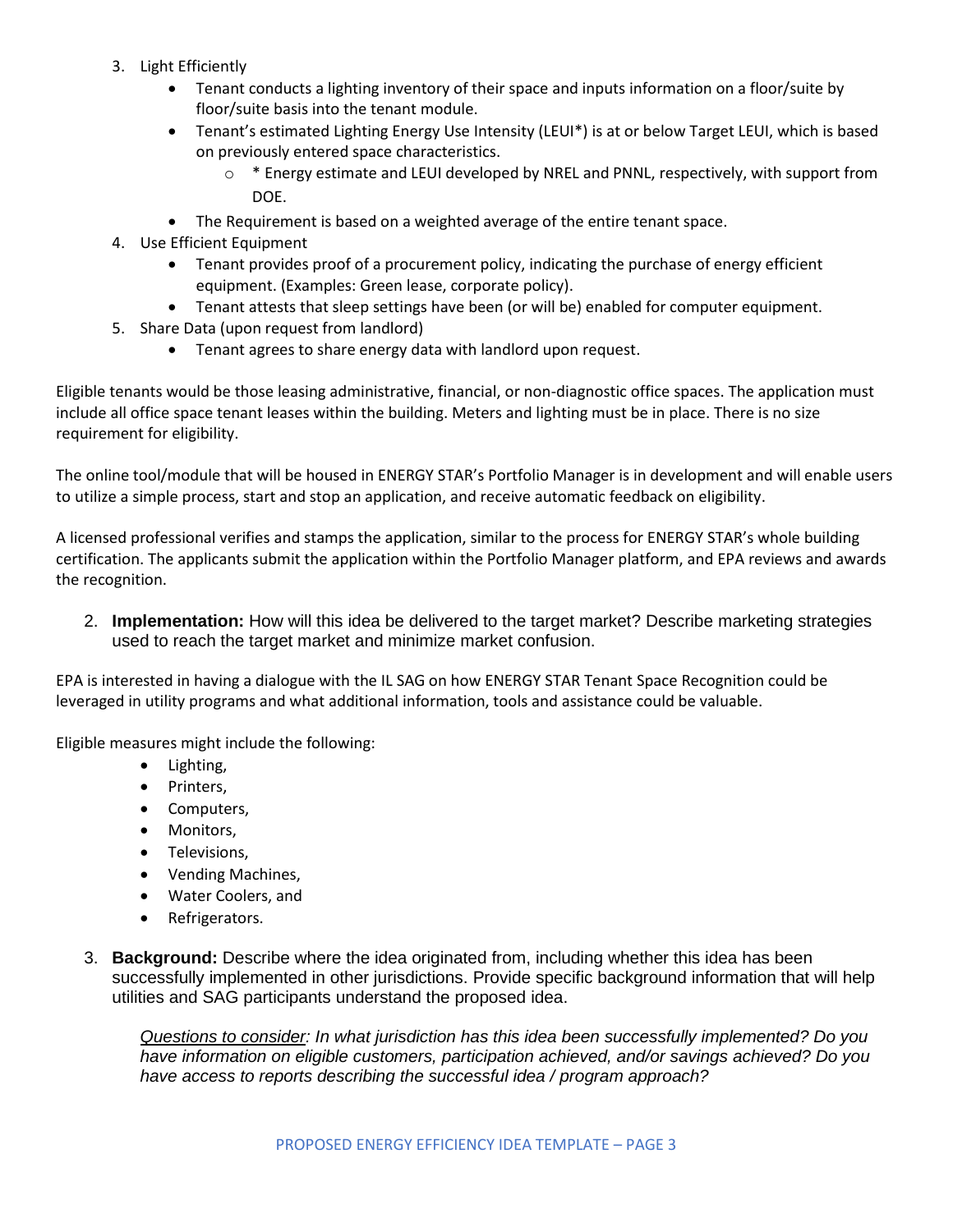3. Light Efficiently
    - Tenant conducts a lighting inventory of their space and inputs information on a floor/suite by floor/suite basis into the tenant module.
    - Tenant's estimated Lighting Energy Use Intensity (LEUI*) is at or below Target LEUI, which is based on previously entered space characteristics.
        - * Energy estimate and LEUI developed by NREL and PNNL, respectively, with support from DOE.
    - The Requirement is based on a weighted average of the entire tenant space.
4. Use Efficient Equipment
    - Tenant provides proof of a procurement policy, indicating the purchase of energy efficient equipment. (Examples: Green lease, corporate policy).
    - Tenant attests that sleep settings have been (or will be) enabled for computer equipment.
5. Share Data (upon request from landlord)
    - Tenant agrees to share energy data with landlord upon request.

Eligible tenants would be those leasing administrative, financial, or non-diagnostic office spaces. The application must include all office space tenant leases within the building. Meters and lighting must be in place. There is no size requirement for eligibility.

The online tool/module that will be housed in ENERGY STAR's Portfolio Manager is in development and will enable users to utilize a simple process, start and stop an application, and receive automatic feedback on eligibility.

A licensed professional verifies and stamps the application, similar to the process for ENERGY STAR's whole building certification. The applicants submit the application within the Portfolio Manager platform, and EPA reviews and awards the recognition.

2. **Implementation:** How will this idea be delivered to the target market? Describe marketing strategies used to reach the target market and minimize market confusion.

EPA is interested in having a dialogue with the IL SAG on how ENERGY STAR Tenant Space Recognition could be leveraged in utility programs and what additional information, tools and assistance could be valuable.

Eligible measures might include the following:

- Lighting,
- Printers,
- Computers,
- Monitors,
- Televisions,
- Vending Machines,
- Water Coolers, and
- Refrigerators.

3. **Background:** Describe where the idea originated from, including whether this idea has been successfully implemented in other jurisdictions. Provide specific background information that will help utilities and SAG participants understand the proposed idea.

    *Questions to consider: In what jurisdiction has this idea been successfully implemented? Do you have information on eligible customers, participation achieved, and/or savings achieved? Do you have access to reports describing the successful idea / program approach?*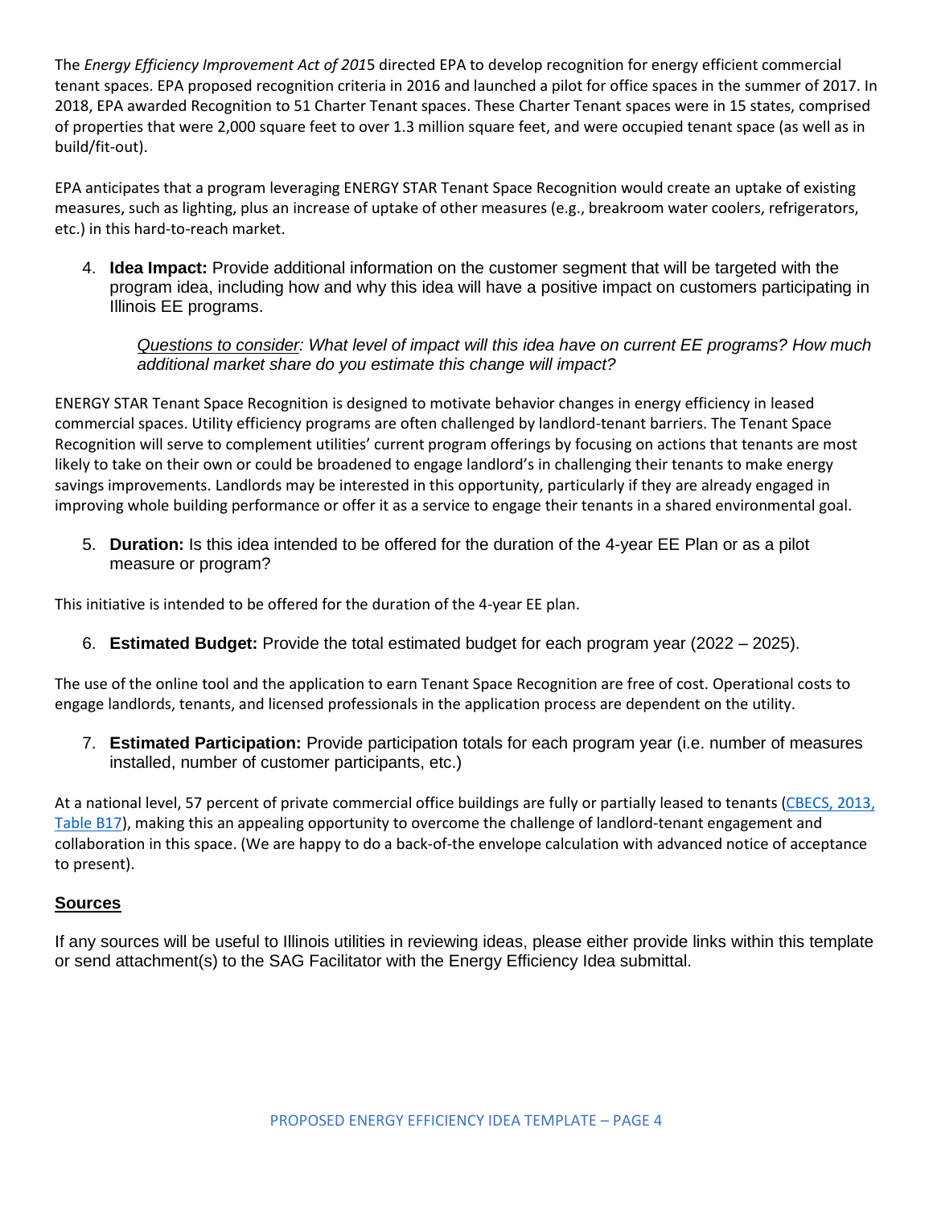The *Energy Efficiency Improvement Act of 201*5 directed EPA to develop recognition for energy efficient commercial tenant spaces. EPA proposed recognition criteria in 2016 and launched a pilot for office spaces in the summer of 2017. In 2018, EPA awarded Recognition to 51 Charter Tenant spaces. These Charter Tenant spaces were in 15 states, comprised of properties that were 2,000 square feet to over 1.3 million square feet, and were occupied tenant space (as well as in build/fit-out).

EPA anticipates that a program leveraging ENERGY STAR Tenant Space Recognition would create an uptake of existing measures, such as lighting, plus an increase of uptake of other measures (e.g., breakroom water coolers, refrigerators, etc.) in this hard-to-reach market.

4. **Idea Impact:** Provide additional information on the customer segment that will be targeted with the program idea, including how and why this idea will have a positive impact on customers participating in Illinois EE programs.

   *Questions to consider: What level of impact will this idea have on current EE programs? How much additional market share do you estimate this change will impact?*

ENERGY STAR Tenant Space Recognition is designed to motivate behavior changes in energy efficiency in leased commercial spaces. Utility efficiency programs are often challenged by landlord-tenant barriers. The Tenant Space Recognition will serve to complement utilities' current program offerings by focusing on actions that tenants are most likely to take on their own or could be broadened to engage landlord's in challenging their tenants to make energy savings improvements. Landlords may be interested in this opportunity, particularly if they are already engaged in improving whole building performance or offer it as a service to engage their tenants in a shared environmental goal.

5. **Duration:** Is this idea intended to be offered for the duration of the 4-year EE Plan or as a pilot measure or program?

This initiative is intended to be offered for the duration of the 4-year EE plan.

6. **Estimated Budget:** Provide the total estimated budget for each program year (2022 – 2025).

The use of the online tool and the application to earn Tenant Space Recognition are free of cost. Operational costs to engage landlords, tenants, and licensed professionals in the application process are dependent on the utility.

7. **Estimated Participation:** Provide participation totals for each program year (i.e. number of measures installed, number of customer participants, etc.)

At a national level, 57 percent of private commercial office buildings are fully or partially leased to tenants (CBECS, 2013, Table B17), making this an appealing opportunity to overcome the challenge of landlord-tenant engagement and collaboration in this space. (We are happy to do a back-of-the envelope calculation with advanced notice of acceptance to present).

## Sources

If any sources will be useful to Illinois utilities in reviewing ideas, please either provide links within this template or send attachment(s) to the SAG Facilitator with the Energy Efficiency Idea submittal.